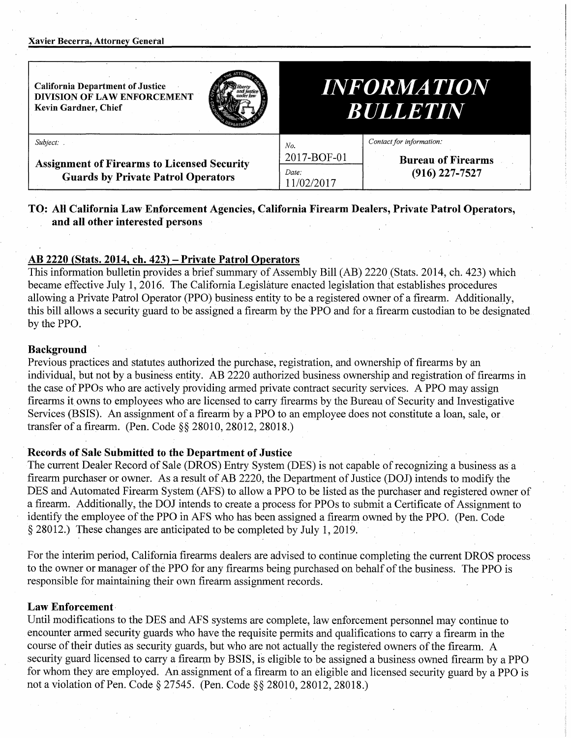Xavier Becerra, Attorney General

| California Department of Justice<br>DIVISION OF LAW ENFORCEMENT<br>Kevin Gardner, Chief | | ***INFORMATION BULLETIN*** |
|---|---|---|
| *Subject:*<br>**Assignment of Firearms to Licensed Security Guards by Private Patrol Operators** | *No.* 2017-BOF-01<br>*Date:* 11/02/2017 | *Contact for information:*<br>**Bureau of Firearms (916) 227-7527** |

**TO: All California Law Enforcement Agencies, California Firearm Dealers, Private Patrol Operators, and all other interested persons**

## AB 2220 (Stats. 2014, ch. 423) – Private Patrol Operators

This information bulletin provides a brief summary of Assembly Bill (AB) 2220 (Stats. 2014, ch. 423) which became effective July 1, 2016. The California Legislature enacted legislation that establishes procedures allowing a Private Patrol Operator (PPO) business entity to be a registered owner of a firearm. Additionally, this bill allows a security guard to be assigned a firearm by the PPO and for a firearm custodian to be designated by the PPO.

### Background

Previous practices and statutes authorized the purchase, registration, and ownership of firearms by an individual, but not by a business entity. AB 2220 authorized business ownership and registration of firearms in the case of PPOs who are actively providing armed private contract security services. A PPO may assign firearms it owns to employees who are licensed to carry firearms by the Bureau of Security and Investigative Services (BSIS). An assignment of a firearm by a PPO to an employee does not constitute a loan, sale, or transfer of a firearm. (Pen. Code §§ 28010, 28012, 28018.)

### Records of Sale Submitted to the Department of Justice

The current Dealer Record of Sale (DROS) Entry System (DES) is not capable of recognizing a business as a firearm purchaser or owner. As a result of AB 2220, the Department of Justice (DOJ) intends to modify the DES and Automated Firearm System (AFS) to allow a PPO to be listed as the purchaser and registered owner of a firearm. Additionally, the DOJ intends to create a process for PPOs to submit a Certificate of Assignment to identify the employee of the PPO in AFS who has been assigned a firearm owned by the PPO. (Pen. Code § 28012.) These changes are anticipated to be completed by July 1, 2019.

For the interim period, California firearms dealers are advised to continue completing the current DROS process to the owner or manager of the PPO for any firearms being purchased on behalf of the business. The PPO is responsible for maintaining their own firearm assignment records.

### Law Enforcement

Until modifications to the DES and AFS systems are complete, law enforcement personnel may continue to encounter armed security guards who have the requisite permits and qualifications to carry a firearm in the course of their duties as security guards, but who are not actually the registered owners of the firearm. A security guard licensed to carry a firearm by BSIS, is eligible to be assigned a business owned firearm by a PPO for whom they are employed. An assignment of a firearm to an eligible and licensed security guard by a PPO is not a violation of Pen. Code § 27545. (Pen. Code §§ 28010, 28012, 28018.)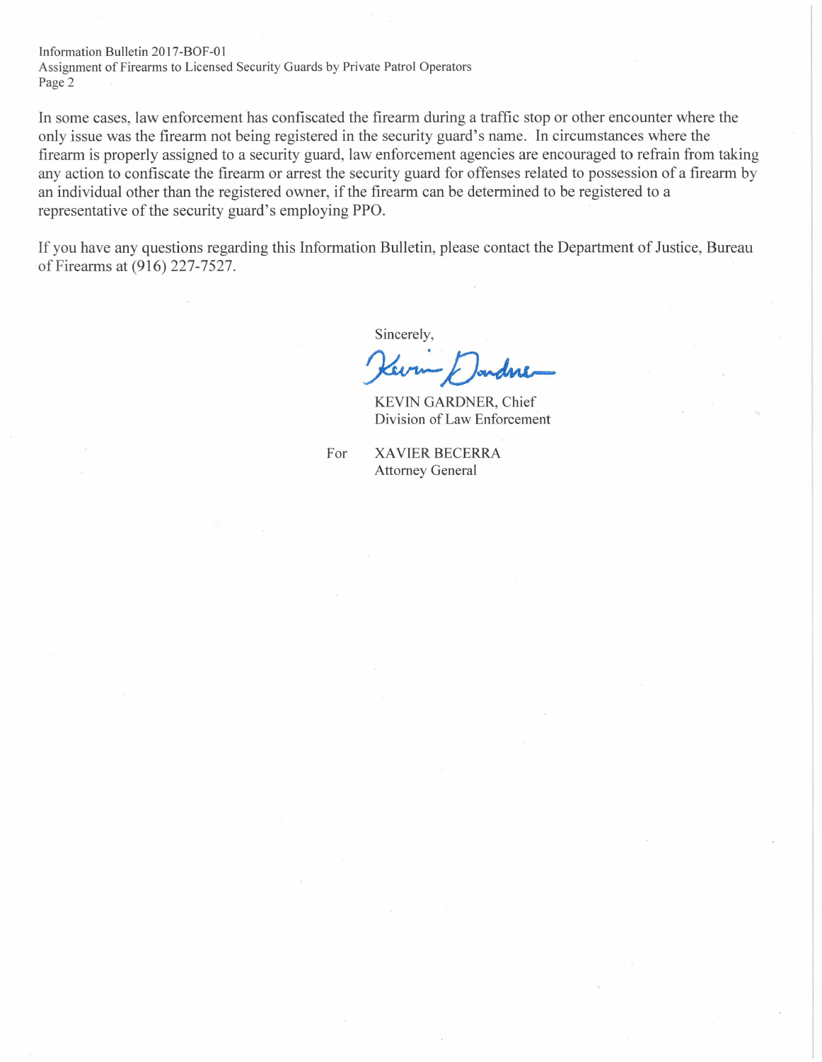In some cases, law enforcement has confiscated the firearm during a traffic stop or other encounter where the only issue was the firearm not being registered in the security guard's name. In circumstances where the firearm is properly assigned to a security guard, law enforcement agencies are encouraged to refrain from taking any action to confiscate the firearm or arrest the security guard for offenses related to possession of a firearm by an individual other than the registered owner, if the firearm can be determined to be registered to a representative of the security guard's employing PPO.

If you have any questions regarding this Information Bulletin, please contact the Department of Justice, Bureau of Firearms at (916) 227-7527.

Sincerely,

KEVIN GARDNER, Chief
Division of Law Enforcement

For XAVIER BECERRA
Attorney General